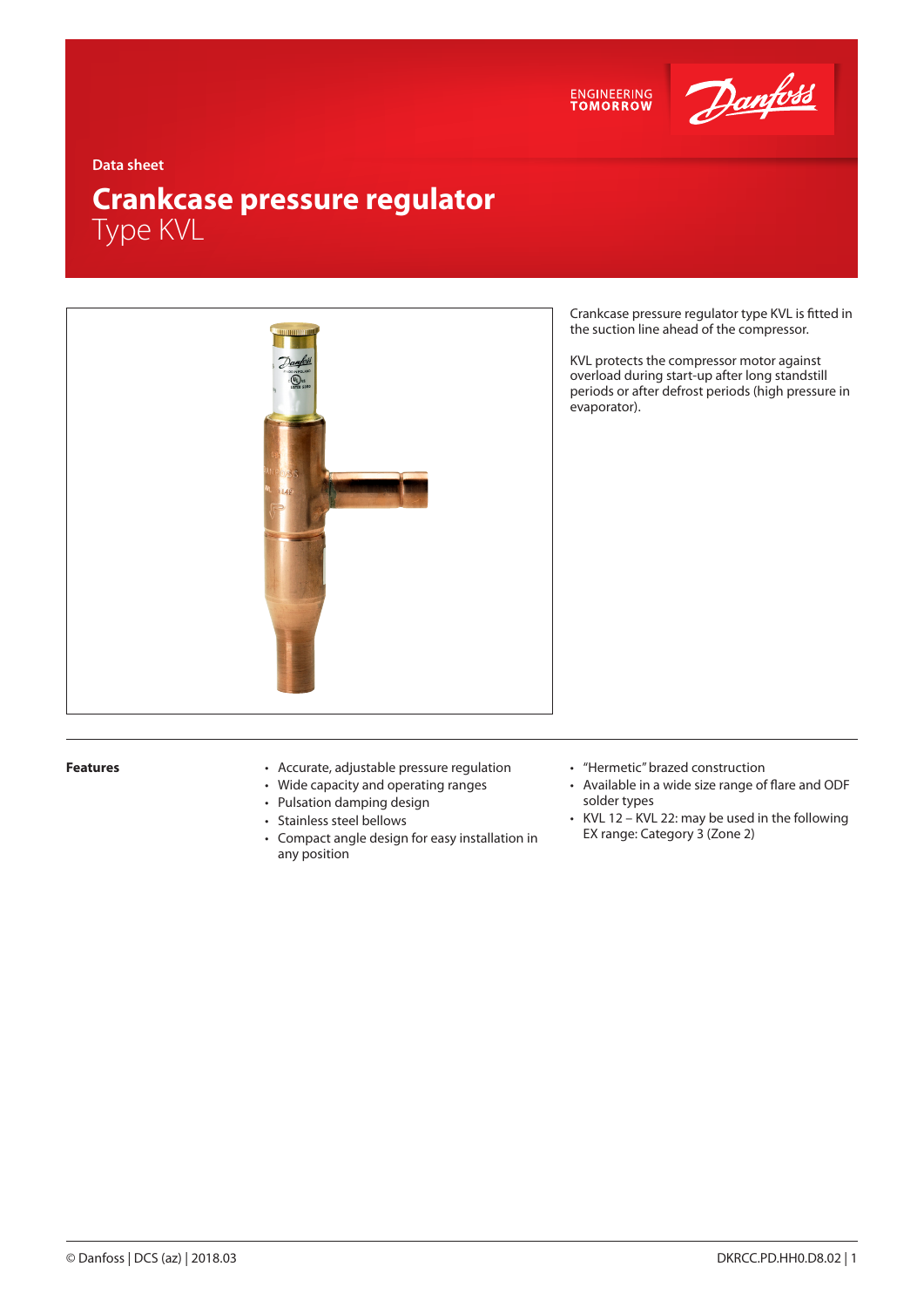Data sheet

# Crankcase pressure regulator
## Type KVL

Crankcase pressure regulator type KVL is fitted in the suction line ahead of the compressor.

KVL protects the compressor motor against overload during start-up after long standstill periods or after defrost periods (high pressure in evaporator).

**Features**

- Accurate, adjustable pressure regulation
- Wide capacity and operating ranges
- Pulsation damping design
- Stainless steel bellows
- Compact angle design for easy installation in any position
- "Hermetic" brazed construction
- Available in a wide size range of flare and ODF solder types
- KVL 12 – KVL 22: may be used in the following EX range: Category 3 (Zone 2)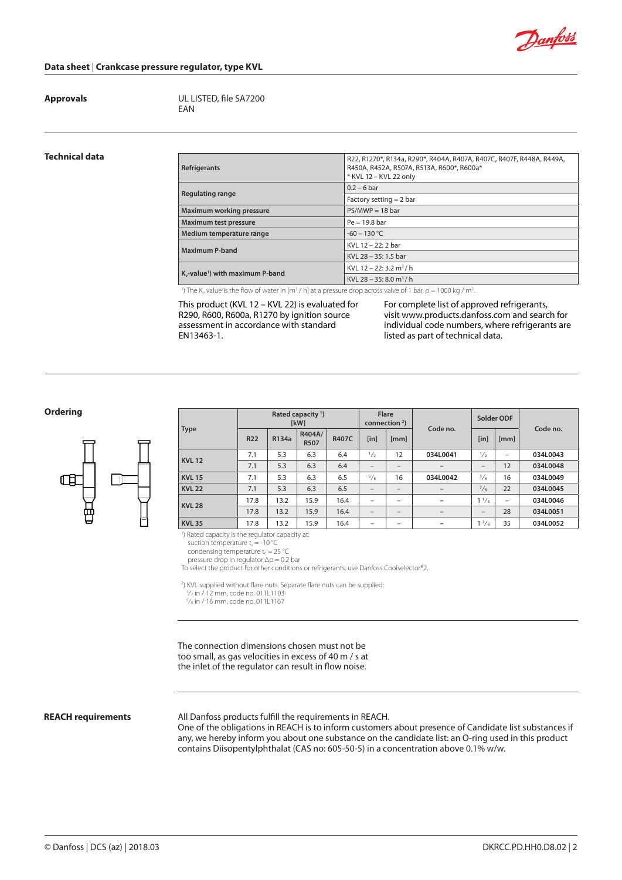## Approvals

UL LISTED, file SA7200
EAN

## Technical data

| | |
|---|---|
| Refrigerants | R22, R1270*, R134a, R290*, R404A, R407A, R407C, R407F, R448A, R449A, R450A, R452A, R507A, R513A, R600*, R600a* <br> * KVL 12 – KVL 22 only |
| Regulating range | 0.2 – 6 bar |
| | Factory setting = 2 bar |
| Maximum working pressure | PS/MWP = 18 bar |
| Maximum test pressure | Pe = 19.8 bar |
| Medium temperature range | -60 – 130 °C |
| Maximum P-band | KVL 12 – 22: 2 bar |
| | KVL 28 – 35: 1.5 bar |
| $K_v$-value[1]) with maximum P-band | KVL 12 – 22: 3.2 $m^3$ / h |
| | KVL 28 – 35: 8.0 $m^3$ / h |

[1]) The $K_v$ value is the flow of water in [$m^3$ / h] at a pressure drop across valve of 1 bar, ρ = 1000 kg / $m^3$.

This product (KVL 12 – KVL 22) is evaluated for R290, R600, R600a, R1270 by ignition source assessment in accordance with standard EN13463-1.

For complete list of approved refrigerants, visit www.products.danfoss.com and search for individual code numbers, where refrigerants are listed as part of technical data.

## Ordering

| Type | Rated capacity [1]) [kW] | | | | Flare connection [2]) | | Code no. | Solder ODF | | Code no. |
|---|---|---|---|---|---|---|---|---|---|---|
| | R22 | R134a | R404A/ R507 | R407C | [in] | [mm] | | [in] | [mm] | |
| KVL 12 | 7.1 | 5.3 | 6.3 | 6.4 | ½ | 12 | 034L0041 | ½ | – | 034L0043 |
| | 7.1 | 5.3 | 6.3 | 6.4 | – | – | – | – | 12 | 034L0048 |
| KVL 15 | 7.1 | 5.3 | 6.3 | 6.5 | ⅝ | 16 | 034L0042 | ⅝ | 16 | 034L0049 |
| KVL 22 | 7.1 | 5.3 | 6.3 | 6.5 | – | – | – | ⅞ | 22 | 034L0045 |
| KVL 28 | 17.8 | 13.2 | 15.9 | 16.4 | – | – | – | 1 ⅛ | – | 034L0046 |
| | 17.8 | 13.2 | 15.9 | 16.4 | – | – | – | – | 28 | 034L0051 |
| KVL 35 | 17.8 | 13.2 | 15.9 | 16.4 | – | – | – | 1 ⅜ | 35 | 034L0052 |

[1]) Rated capacity is the regulator capacity at:
suction temperature $t_s$ = -10 °C
condensing temperature $t_c$ = 25 °C
pressure drop in regulator Δp = 0.2 bar
To select the product for other conditions or refrigerants, use Danfoss Coolselector®2.

[2]) KVL supplied without flare nuts. Separate flare nuts can be supplied:
½ in / 12 mm, code no. 011L1103
⅝ in / 16 mm, code no. 011L1167

The connection dimensions chosen must not be too small, as gas velocities in excess of 40 m / s at the inlet of the regulator can result in flow noise.

## REACH requirements

All Danfoss products fulfill the requirements in REACH.
One of the obligations in REACH is to inform customers about presence of Candidate list substances if any, we hereby inform you about one substance on the candidate list: an O-ring used in this product contains Diisopentylphthalat (CAS no: 605-50-5) in a concentration above 0.1% w/w.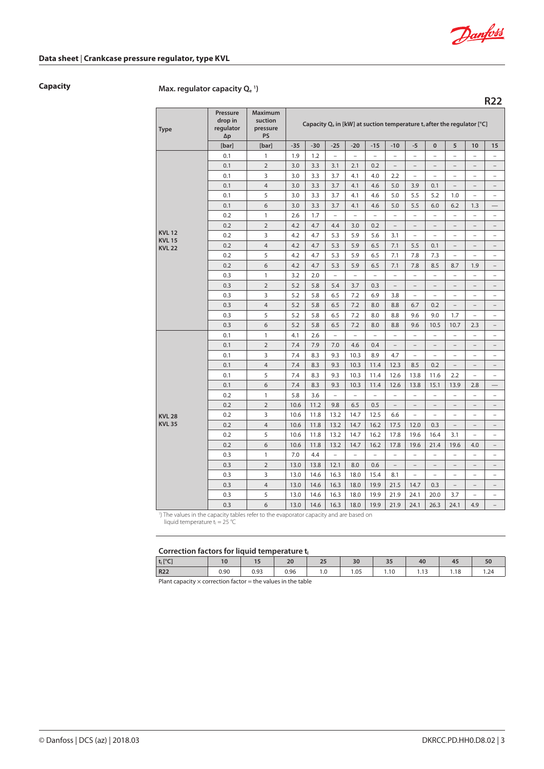## Capacity

### Max. regulator capacity $Q_e$ [1)]

**R22**

| Type | Pressure drop in regulator Δp [bar] | Maximum suction pressure PS [bar] | Capacity $Q_e$ in [kW] at suction temperature $t_s$ after the regulator [°C] | | | | | | | | | | |
|---|---|---|---|---|---|---|---|---|---|---|---|---|---|
| | | | -35 | -30 | -25 | -20 | -15 | -10 | -5 | 0 | 5 | 10 | 15 |
| KVL 12 KVL 15 KVL 22 | 0.1 | 1 | 1.9 | 1.2 | – | – | – | – | – | – | – | – | – |
| | 0.1 | 2 | 3.0 | 3.3 | 3.1 | 2.1 | 0.2 | – | – | – | – | – | – |
| | 0.1 | 3 | 3.0 | 3.3 | 3.7 | 4.1 | 4.0 | 2.2 | – | – | – | – | – |
| | 0.1 | 4 | 3.0 | 3.3 | 3.7 | 4.1 | 4.6 | 5.0 | 3.9 | 0.1 | – | – | – |
| | 0.1 | 5 | 3.0 | 3.3 | 3.7 | 4.1 | 4.6 | 5.0 | 5.5 | 5.2 | 1.0 | – | – |
| | 0.1 | 6 | 3.0 | 3.3 | 3.7 | 4.1 | 4.6 | 5.0 | 5.5 | 6.0 | 6.2 | 1.3 | — |
| | 0.2 | 1 | 2.6 | 1.7 | – | – | – | – | – | – | – | – | – |
| | 0.2 | 2 | 4.2 | 4.7 | 4.4 | 3.0 | 0.2 | – | – | – | – | – | – |
| | 0.2 | 3 | 4.2 | 4.7 | 5.3 | 5.9 | 5.6 | 3.1 | – | – | – | – | – |
| | 0.2 | 4 | 4.2 | 4.7 | 5.3 | 5.9 | 6.5 | 7.1 | 5.5 | 0.1 | – | – | – |
| | 0.2 | 5 | 4.2 | 4.7 | 5.3 | 5.9 | 6.5 | 7.1 | 7.8 | 7.3 | – | – | – |
| | 0.2 | 6 | 4.2 | 4.7 | 5.3 | 5.9 | 6.5 | 7.1 | 7.8 | 8.5 | 8.7 | 1.9 | – |
| | 0.3 | 1 | 3.2 | 2.0 | – | – | – | – | – | – | – | – | – |
| | 0.3 | 2 | 5.2 | 5.8 | 5.4 | 3.7 | 0.3 | – | – | – | – | – | – |
| | 0.3 | 3 | 5.2 | 5.8 | 6.5 | 7.2 | 6.9 | 3.8 | – | – | – | – | – |
| | 0.3 | 4 | 5.2 | 5.8 | 6.5 | 7.2 | 8.0 | 8.8 | 6.7 | 0.2 | – | – | – |
| | 0.3 | 5 | 5.2 | 5.8 | 6.5 | 7.2 | 8.0 | 8.8 | 9.6 | 9.0 | 1.7 | – | – |
| | 0.3 | 6 | 5.2 | 5.8 | 6.5 | 7.2 | 8.0 | 8.8 | 9.6 | 10.5 | 10.7 | 2.3 | – |
| KVL 28 KVL 35 | 0.1 | 1 | 4.1 | 2.6 | – | – | – | – | – | – | – | – | – |
| | 0.1 | 2 | 7.4 | 7.9 | 7.0 | 4.6 | 0.4 | – | – | – | – | – | – |
| | 0.1 | 3 | 7.4 | 8.3 | 9.3 | 10.3 | 8.9 | 4.7 | – | – | – | – | – |
| | 0.1 | 4 | 7.4 | 8.3 | 9.3 | 10.3 | 11.4 | 12.3 | 8.5 | 0.2 | – | – | – |
| | 0.1 | 5 | 7.4 | 8.3 | 9.3 | 10.3 | 11.4 | 12.6 | 13.8 | 11.6 | 2.2 | – | – |
| | 0.1 | 6 | 7.4 | 8.3 | 9.3 | 10.3 | 11.4 | 12.6 | 13.8 | 15.1 | 13.9 | 2.8 | — |
| | 0.2 | 1 | 5.8 | 3.6 | – | – | – | – | – | – | – | – | – |
| | 0.2 | 2 | 10.6 | 11.2 | 9.8 | 6.5 | 0.5 | – | – | – | – | – | – |
| | 0.2 | 3 | 10.6 | 11.8 | 13.2 | 14.7 | 12.5 | 6.6 | – | – | – | – | – |
| | 0.2 | 4 | 10.6 | 11.8 | 13.2 | 14.7 | 16.2 | 17.5 | 12.0 | 0.3 | – | – | – |
| | 0.2 | 5 | 10.6 | 11.8 | 13.2 | 14.7 | 16.2 | 17.8 | 19.6 | 16.4 | 3.1 | – | – |
| | 0.2 | 6 | 10.6 | 11.8 | 13.2 | 14.7 | 16.2 | 17.8 | 19.6 | 21.4 | 19.6 | 4.0 | – |
| | 0.3 | 1 | 7.0 | 4.4 | – | – | – | – | – | – | – | – | – |
| | 0.3 | 2 | 13.0 | 13.8 | 12.1 | 8.0 | 0.6 | – | – | – | – | – | – |
| | 0.3 | 3 | 13.0 | 14.6 | 16.3 | 18.0 | 15.4 | 8.1 | – | – | – | – | – |
| | 0.3 | 4 | 13.0 | 14.6 | 16.3 | 18.0 | 19.9 | 21.5 | 14.7 | 0.3 | – | – | – |
| | 0.3 | 5 | 13.0 | 14.6 | 16.3 | 18.0 | 19.9 | 21.9 | 24.1 | 20.0 | 3.7 | – | – |
| | 0.3 | 6 | 13.0 | 14.6 | 16.3 | 18.0 | 19.9 | 21.9 | 24.1 | 26.3 | 24.1 | 4.9 | – |

[1)] The values in the capacity tables refer to the evaporator capacity and are based on liquid temperature $t_l$ = 25 °C

### Correction factors for liquid temperature $t_l$

| $t_l$ [°C] | 10 | 15 | 20 | 25 | 30 | 35 | 40 | 45 | 50 |
|---|---|---|---|---|---|---|---|---|---|
| R22 | 0.90 | 0.93 | 0.96 | 1.0 | 1.05 | 1.10 | 1.13 | 1.18 | 1.24 |

Plant capacity × correction factor = the values in the table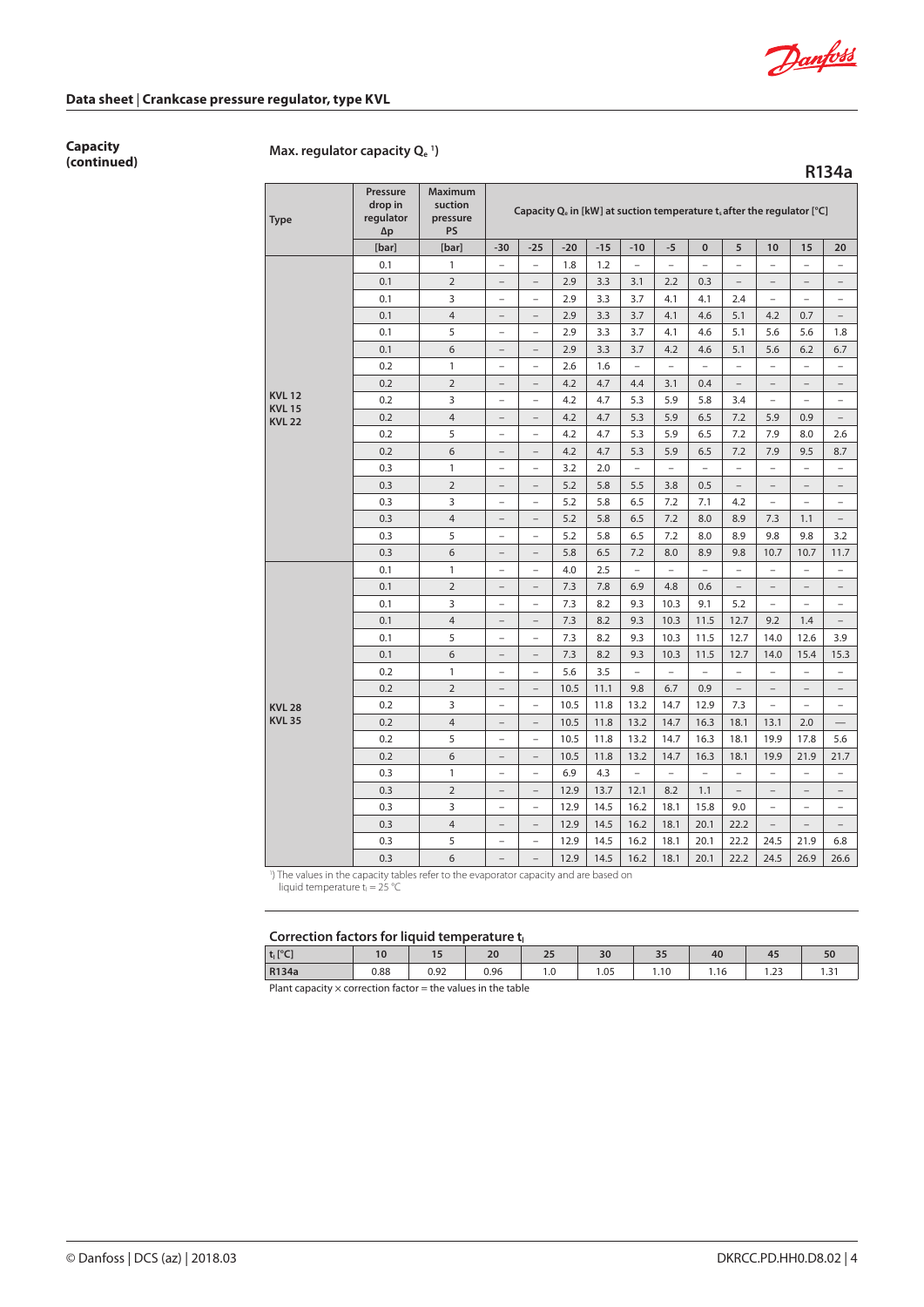## Capacity (continued)

### Max. regulator capacity $Q_e$ [1)]

**R134a**

| Type | Pressure drop in regulator Δp | Maximum suction pressure PS | Capacity $Q_e$ in [kW] at suction temperature $t_e$ after the regulator [°C] | | | | | | | | | | |
|---|---|---|---|---|---|---|---|---|---|---|---|---|---|
| | [bar] | [bar] | -30 | -25 | -20 | -15 | -10 | -5 | 0 | 5 | 10 | 15 | 20 |
| KVL 12 KVL 15 KVL 22 | 0.1 | 1 | – | – | 1.8 | 1.2 | – | – | – | – | – | – | – |
| | 0.1 | 2 | – | – | 2.9 | 3.3 | 3.1 | 2.2 | 0.3 | – | – | – | – |
| | 0.1 | 3 | – | – | 2.9 | 3.3 | 3.7 | 4.1 | 4.1 | 2.4 | – | – | – |
| | 0.1 | 4 | – | – | 2.9 | 3.3 | 3.7 | 4.1 | 4.6 | 5.1 | 4.2 | 0.7 | – |
| | 0.1 | 5 | – | – | 2.9 | 3.3 | 3.7 | 4.1 | 4.6 | 5.1 | 5.6 | 5.6 | 1.8 |
| | 0.1 | 6 | – | – | 2.9 | 3.3 | 3.7 | 4.2 | 4.6 | 5.1 | 5.6 | 6.2 | 6.7 |
| | 0.2 | 1 | – | – | 2.6 | 1.6 | – | – | – | – | – | – | – |
| | 0.2 | 2 | – | – | 4.2 | 4.7 | 4.4 | 3.1 | 0.4 | – | – | – | – |
| | 0.2 | 3 | – | – | 4.2 | 4.7 | 5.3 | 5.9 | 5.8 | 3.4 | – | – | – |
| | 0.2 | 4 | – | – | 4.2 | 4.7 | 5.3 | 5.9 | 6.5 | 7.2 | 5.9 | 0.9 | – |
| | 0.2 | 5 | – | – | 4.2 | 4.7 | 5.3 | 5.9 | 6.5 | 7.2 | 7.9 | 8.0 | 2.6 |
| | 0.2 | 6 | – | – | 4.2 | 4.7 | 5.3 | 5.9 | 6.5 | 7.2 | 7.9 | 9.5 | 8.7 |
| | 0.3 | 1 | – | – | 3.2 | 2.0 | – | – | – | – | – | – | – |
| | 0.3 | 2 | – | – | 5.2 | 5.8 | 5.5 | 3.8 | 0.5 | – | – | – | – |
| | 0.3 | 3 | – | – | 5.2 | 5.8 | 6.5 | 7.2 | 7.1 | 4.2 | – | – | – |
| | 0.3 | 4 | – | – | 5.2 | 5.8 | 6.5 | 7.2 | 8.0 | 8.9 | 7.3 | 1.1 | – |
| | 0.3 | 5 | – | – | 5.2 | 5.8 | 6.5 | 7.2 | 8.0 | 8.9 | 9.8 | 9.8 | 3.2 |
| | 0.3 | 6 | – | – | 5.8 | 6.5 | 7.2 | 8.0 | 8.9 | 9.8 | 10.7 | 10.7 | 11.7 |
| KVL 28 KVL 35 | 0.1 | 1 | – | – | 4.0 | 2.5 | – | – | – | – | – | – | – |
| | 0.1 | 2 | – | – | 7.3 | 7.8 | 6.9 | 4.8 | 0.6 | – | – | – | – |
| | 0.1 | 3 | – | – | 7.3 | 8.2 | 9.3 | 10.3 | 9.1 | 5.2 | – | – | – |
| | 0.1 | 4 | – | – | 7.3 | 8.2 | 9.3 | 10.3 | 11.5 | 12.7 | 9.2 | 1.4 | – |
| | 0.1 | 5 | – | – | 7.3 | 8.2 | 9.3 | 10.3 | 11.5 | 12.7 | 14.0 | 12.6 | 3.9 |
| | 0.1 | 6 | – | – | 7.3 | 8.2 | 9.3 | 10.3 | 11.5 | 12.7 | 14.0 | 15.4 | 15.3 |
| | 0.2 | 1 | – | – | 5.6 | 3.5 | – | – | – | – | – | – | – |
| | 0.2 | 2 | – | – | 10.5 | 11.1 | 9.8 | 6.7 | 0.9 | – | – | – | – |
| | 0.2 | 3 | – | – | 10.5 | 11.8 | 13.2 | 14.7 | 12.9 | 7.3 | – | – | – |
| | 0.2 | 4 | – | – | 10.5 | 11.8 | 13.2 | 14.7 | 16.3 | 18.1 | 13.1 | 2.0 | — |
| | 0.2 | 5 | – | – | 10.5 | 11.8 | 13.2 | 14.7 | 16.3 | 18.1 | 19.9 | 17.8 | 5.6 |
| | 0.2 | 6 | – | – | 10.5 | 11.8 | 13.2 | 14.7 | 16.3 | 18.1 | 19.9 | 21.9 | 21.7 |
| | 0.3 | 1 | – | – | 6.9 | 4.3 | – | – | – | – | – | – | – |
| | 0.3 | 2 | – | – | 12.9 | 13.7 | 12.1 | 8.2 | 1.1 | – | – | – | – |
| | 0.3 | 3 | – | – | 12.9 | 14.5 | 16.2 | 18.1 | 15.8 | 9.0 | – | – | – |
| | 0.3 | 4 | – | – | 12.9 | 14.5 | 16.2 | 18.1 | 20.1 | 22.2 | – | – | – |
| | 0.3 | 5 | – | – | 12.9 | 14.5 | 16.2 | 18.1 | 20.1 | 22.2 | 24.5 | 21.9 | 6.8 |
| | 0.3 | 6 | – | – | 12.9 | 14.5 | 16.2 | 18.1 | 20.1 | 22.2 | 24.5 | 26.9 | 26.6 |

[1)] The values in the capacity tables refer to the evaporator capacity and are based on liquid temperature $t_l$ = 25 °C

### Correction factors for liquid temperature $t_l$

| $t_l$ [°C] | 10 | 15 | 20 | 25 | 30 | 35 | 40 | 45 | 50 |
|---|---|---|---|---|---|---|---|---|---|
| R134a | 0.88 | 0.92 | 0.96 | 1.0 | 1.05 | 1.10 | 1.16 | 1.23 | 1.31 |

Plant capacity × correction factor = the values in the table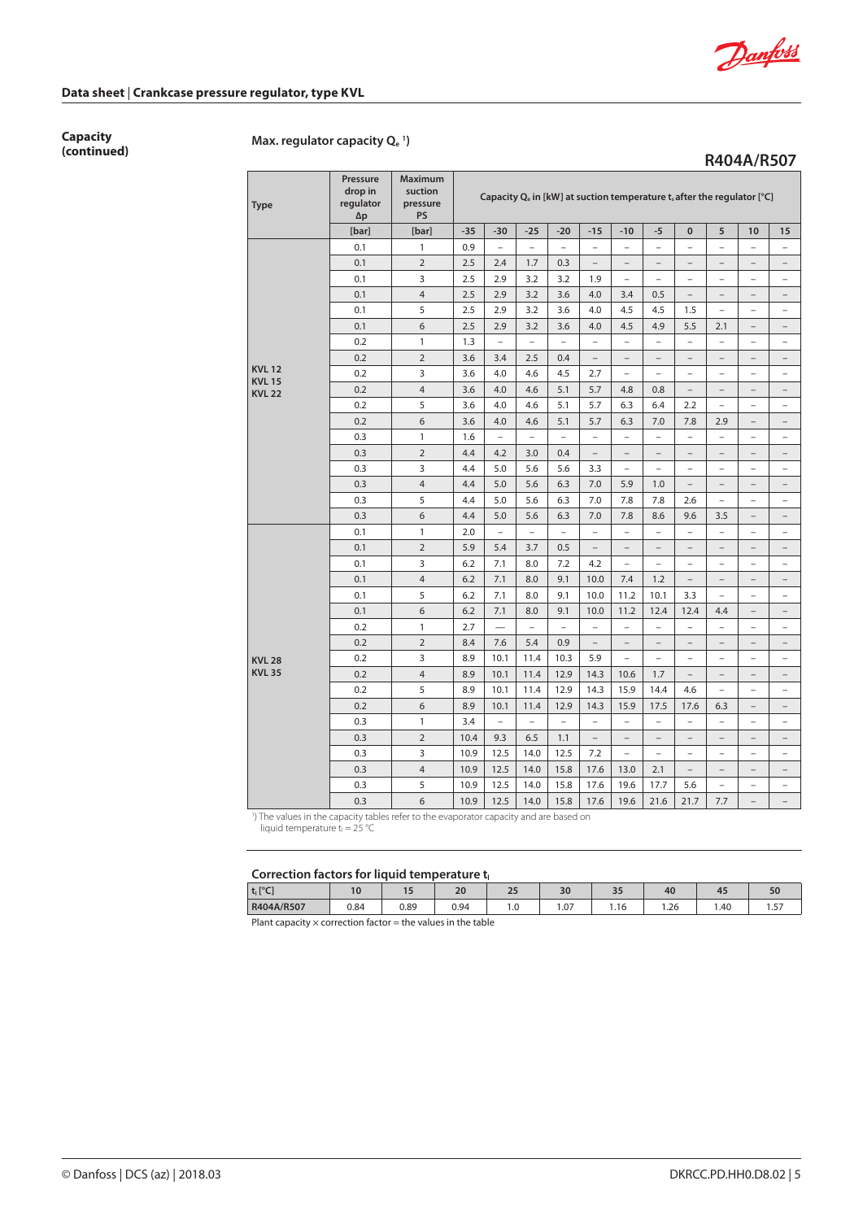**Capacity (continued)**

**Max. regulator capacity $Q_e$ [1])**

## R404A/R507

| Type | Pressure drop in regulator Δp | Maximum suction pressure PS | Capacity $Q_e$ in [kW] at suction temperature $t_s$ after the regulator [°C] | | | | | | | | | | |
|---|---|---|---|---|---|---|---|---|---|---|---|---|---|
| | [bar] | [bar] | -35 | -30 | -25 | -20 | -15 | -10 | -5 | 0 | 5 | 10 | 15 |
| KVL 12<br>KVL 15<br>KVL 22 | 0.1 | 1 | 0.9 | – | – | – | – | – | – | – | – | – | – |
| | 0.1 | 2 | 2.5 | 2.4 | 1.7 | 0.3 | – | – | – | – | – | – | – |
| | 0.1 | 3 | 2.5 | 2.9 | 3.2 | 3.2 | 1.9 | – | – | – | – | – | – |
| | 0.1 | 4 | 2.5 | 2.9 | 3.2 | 3.6 | 4.0 | 3.4 | 0.5 | – | – | – | – |
| | 0.1 | 5 | 2.5 | 2.9 | 3.2 | 3.6 | 4.0 | 4.5 | 4.5 | 1.5 | – | – | – |
| | 0.1 | 6 | 2.5 | 2.9 | 3.2 | 3.6 | 4.0 | 4.5 | 4.9 | 5.5 | 2.1 | – | – |
| | 0.2 | 1 | 1.3 | – | – | – | – | – | – | – | – | – | – |
| | 0.2 | 2 | 3.6 | 3.4 | 2.5 | 0.4 | – | – | – | – | – | – | – |
| | 0.2 | 3 | 3.6 | 4.0 | 4.6 | 4.5 | 2.7 | – | – | – | – | – | – |
| | 0.2 | 4 | 3.6 | 4.0 | 4.6 | 5.1 | 5.7 | 4.8 | 0.8 | – | – | – | – |
| | 0.2 | 5 | 3.6 | 4.0 | 4.6 | 5.1 | 5.7 | 6.3 | 6.4 | 2.2 | – | – | – |
| | 0.2 | 6 | 3.6 | 4.0 | 4.6 | 5.1 | 5.7 | 6.3 | 7.0 | 7.8 | 2.9 | – | – |
| | 0.3 | 1 | 1.6 | – | – | – | – | – | – | – | – | – | – |
| | 0.3 | 2 | 4.4 | 4.2 | 3.0 | 0.4 | – | – | – | – | – | – | – |
| | 0.3 | 3 | 4.4 | 5.0 | 5.6 | 5.6 | 3.3 | – | – | – | – | – | – |
| | 0.3 | 4 | 4.4 | 5.0 | 5.6 | 6.3 | 7.0 | 5.9 | 1.0 | – | – | – | – |
| | 0.3 | 5 | 4.4 | 5.0 | 5.6 | 6.3 | 7.0 | 7.8 | 7.8 | 2.6 | – | – | – |
| | 0.3 | 6 | 4.4 | 5.0 | 5.6 | 6.3 | 7.0 | 7.8 | 8.6 | 9.6 | 3.5 | – | – |
| KVL 28<br>KVL 35 | 0.1 | 1 | 2.0 | – | – | – | – | – | – | – | – | – | – |
| | 0.1 | 2 | 5.9 | 5.4 | 3.7 | 0.5 | – | – | – | – | – | – | – |
| | 0.1 | 3 | 6.2 | 7.1 | 8.0 | 7.2 | 4.2 | – | – | – | – | – | – |
| | 0.1 | 4 | 6.2 | 7.1 | 8.0 | 9.1 | 10.0 | 7.4 | 1.2 | – | – | – | – |
| | 0.1 | 5 | 6.2 | 7.1 | 8.0 | 9.1 | 10.0 | 11.2 | 10.1 | 3.3 | – | – | – |
| | 0.1 | 6 | 6.2 | 7.1 | 8.0 | 9.1 | 10.0 | 11.2 | 12.4 | 12.4 | 4.4 | – | – |
| | 0.2 | 1 | 2.7 | — | – | – | – | – | – | – | – | – | – |
| | 0.2 | 2 | 8.4 | 7.6 | 5.4 | 0.9 | – | – | – | – | – | – | – |
| | 0.2 | 3 | 8.9 | 10.1 | 11.4 | 10.3 | 5.9 | – | – | – | – | – | – |
| | 0.2 | 4 | 8.9 | 10.1 | 11.4 | 12.9 | 14.3 | 10.6 | 1.7 | – | – | – | – |
| | 0.2 | 5 | 8.9 | 10.1 | 11.4 | 12.9 | 14.3 | 15.9 | 14.4 | 4.6 | – | – | – |
| | 0.2 | 6 | 8.9 | 10.1 | 11.4 | 12.9 | 14.3 | 15.9 | 17.5 | 17.6 | 6.3 | – | – |
| | 0.3 | 1 | 3.4 | – | – | – | – | – | – | – | – | – | – |
| | 0.3 | 2 | 10.4 | 9.3 | 6.5 | 1.1 | – | – | – | – | – | – | – |
| | 0.3 | 3 | 10.9 | 12.5 | 14.0 | 12.5 | 7.2 | – | – | – | – | – | – |
| | 0.3 | 4 | 10.9 | 12.5 | 14.0 | 15.8 | 17.6 | 13.0 | 2.1 | – | – | – | – |
| | 0.3 | 5 | 10.9 | 12.5 | 14.0 | 15.8 | 17.6 | 19.6 | 17.7 | 5.6 | – | – | – |
| | 0.3 | 6 | 10.9 | 12.5 | 14.0 | 15.8 | 17.6 | 19.6 | 21.6 | 21.7 | 7.7 | – | – |

[1]) The values in the capacity tables refer to the evaporator capacity and are based on liquid temperature $t_l$ = 25 °C

### Correction factors for liquid temperature $t_l$

| $t_l$ [°C] | 10 | 15 | 20 | 25 | 30 | 35 | 40 | 45 | 50 |
|---|---|---|---|---|---|---|---|---|---|
| R404A/R507 | 0.84 | 0.89 | 0.94 | 1.0 | 1.07 | 1.16 | 1.26 | 1.40 | 1.57 |

Plant capacity × correction factor = the values in the table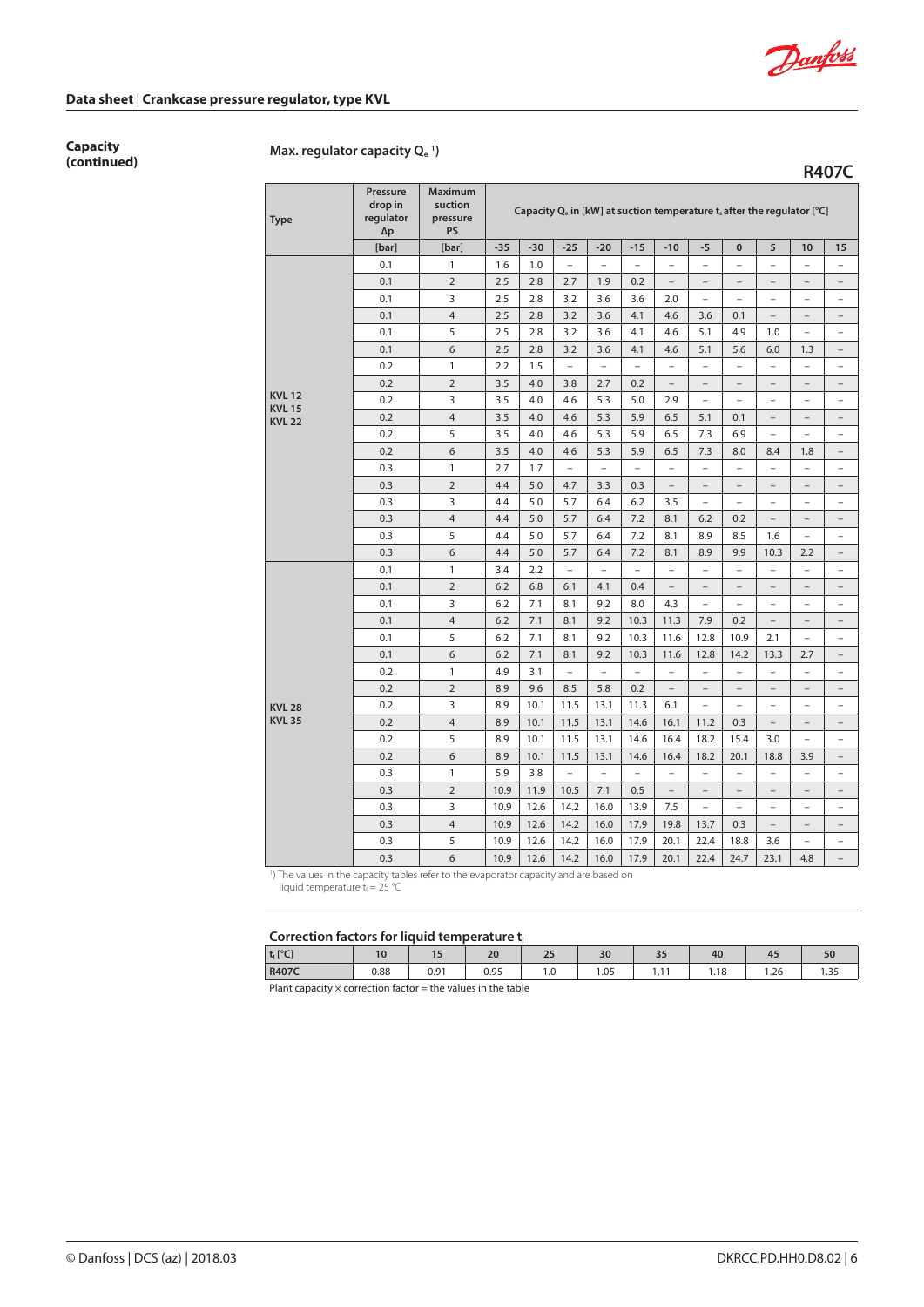## Capacity (continued)

### Max. regulator capacity $Q_e$ [1])

**R407C**

| Type | Pressure drop in regulator Δp | Maximum suction pressure PS | Capacity $Q_e$ in [kW] at suction temperature $t_s$ after the regulator [°C] | | | | | | | | | | |
|---|---|---|---|---|---|---|---|---|---|---|---|---|---|
| | [bar] | [bar] | -35 | -30 | -25 | -20 | -15 | -10 | -5 | 0 | 5 | 10 | 15 |
| KVL 12 KVL 15 KVL 22 | 0.1 | 1 | 1.6 | 1.0 | – | – | – | – | – | – | – | – | – |
| | 0.1 | 2 | 2.5 | 2.8 | 2.7 | 1.9 | 0.2 | – | – | – | – | – | – |
| | 0.1 | 3 | 2.5 | 2.8 | 3.2 | 3.6 | 3.6 | 2.0 | – | – | – | – | – |
| | 0.1 | 4 | 2.5 | 2.8 | 3.2 | 3.6 | 4.1 | 4.6 | 3.6 | 0.1 | – | – | – |
| | 0.1 | 5 | 2.5 | 2.8 | 3.2 | 3.6 | 4.1 | 4.6 | 5.1 | 4.9 | 1.0 | – | – |
| | 0.1 | 6 | 2.5 | 2.8 | 3.2 | 3.6 | 4.1 | 4.6 | 5.1 | 5.6 | 6.0 | 1.3 | – |
| | 0.2 | 1 | 2.2 | 1.5 | – | – | – | – | – | – | – | – | – |
| | 0.2 | 2 | 3.5 | 4.0 | 3.8 | 2.7 | 0.2 | – | – | – | – | – | – |
| | 0.2 | 3 | 3.5 | 4.0 | 4.6 | 5.3 | 5.0 | 2.9 | – | – | – | – | – |
| | 0.2 | 4 | 3.5 | 4.0 | 4.6 | 5.3 | 5.9 | 6.5 | 5.1 | 0.1 | – | – | – |
| | 0.2 | 5 | 3.5 | 4.0 | 4.6 | 5.3 | 5.9 | 6.5 | 7.3 | 6.9 | – | – | – |
| | 0.2 | 6 | 3.5 | 4.0 | 4.6 | 5.3 | 5.9 | 6.5 | 7.3 | 8.0 | 8.4 | 1.8 | – |
| | 0.3 | 1 | 2.7 | 1.7 | – | – | – | – | – | – | – | – | – |
| | 0.3 | 2 | 4.4 | 5.0 | 4.7 | 3.3 | 0.3 | – | – | – | – | – | – |
| | 0.3 | 3 | 4.4 | 5.0 | 5.7 | 6.4 | 6.2 | 3.5 | – | – | – | – | – |
| | 0.3 | 4 | 4.4 | 5.0 | 5.7 | 6.4 | 7.2 | 8.1 | 6.2 | 0.2 | – | – | – |
| | 0.3 | 5 | 4.4 | 5.0 | 5.7 | 6.4 | 7.2 | 8.1 | 8.9 | 8.5 | 1.6 | – | – |
| | 0.3 | 6 | 4.4 | 5.0 | 5.7 | 6.4 | 7.2 | 8.1 | 8.9 | 9.9 | 10.3 | 2.2 | – |
| KVL 28 KVL 35 | 0.1 | 1 | 3.4 | 2.2 | – | – | – | – | – | – | – | – | – |
| | 0.1 | 2 | 6.2 | 6.8 | 6.1 | 4.1 | 0.4 | – | – | – | – | – | – |
| | 0.1 | 3 | 6.2 | 7.1 | 8.1 | 9.2 | 8.0 | 4.3 | – | – | – | – | – |
| | 0.1 | 4 | 6.2 | 7.1 | 8.1 | 9.2 | 10.3 | 11.3 | 7.9 | 0.2 | – | – | – |
| | 0.1 | 5 | 6.2 | 7.1 | 8.1 | 9.2 | 10.3 | 11.6 | 12.8 | 10.9 | 2.1 | – | – |
| | 0.1 | 6 | 6.2 | 7.1 | 8.1 | 9.2 | 10.3 | 11.6 | 12.8 | 14.2 | 13.3 | 2.7 | – |
| | 0.2 | 1 | 4.9 | 3.1 | – | – | – | – | – | – | – | – | – |
| | 0.2 | 2 | 8.9 | 9.6 | 8.5 | 5.8 | 0.2 | – | – | – | – | – | – |
| | 0.2 | 3 | 8.9 | 10.1 | 11.5 | 13.1 | 11.3 | 6.1 | – | – | – | – | – |
| | 0.2 | 4 | 8.9 | 10.1 | 11.5 | 13.1 | 14.6 | 16.1 | 11.2 | 0.3 | – | – | – |
| | 0.2 | 5 | 8.9 | 10.1 | 11.5 | 13.1 | 14.6 | 16.4 | 18.2 | 15.4 | 3.0 | – | – |
| | 0.2 | 6 | 8.9 | 10.1 | 11.5 | 13.1 | 14.6 | 16.4 | 18.2 | 20.1 | 18.8 | 3.9 | – |
| | 0.3 | 1 | 5.9 | 3.8 | – | – | – | – | – | – | – | – | – |
| | 0.3 | 2 | 10.9 | 11.9 | 10.5 | 7.1 | 0.5 | – | – | – | – | – | – |
| | 0.3 | 3 | 10.9 | 12.6 | 14.2 | 16.0 | 13.9 | 7.5 | – | – | – | – | – |
| | 0.3 | 4 | 10.9 | 12.6 | 14.2 | 16.0 | 17.9 | 19.8 | 13.7 | 0.3 | – | – | – |
| | 0.3 | 5 | 10.9 | 12.6 | 14.2 | 16.0 | 17.9 | 20.1 | 22.4 | 18.8 | 3.6 | – | – |
| | 0.3 | 6 | 10.9 | 12.6 | 14.2 | 16.0 | 17.9 | 20.1 | 22.4 | 24.7 | 23.1 | 4.8 | – |

[1]) The values in the capacity tables refer to the evaporator capacity and are based on liquid temperature $t_l$ = 25 °C

### Correction factors for liquid temperature $t_l$

| $t_l$ [°C] | 10 | 15 | 20 | 25 | 30 | 35 | 40 | 45 | 50 |
|---|---|---|---|---|---|---|---|---|---|
| R407C | 0.88 | 0.91 | 0.95 | 1.0 | 1.05 | 1.11 | 1.18 | 1.26 | 1.35 |

Plant capacity × correction factor = the values in the table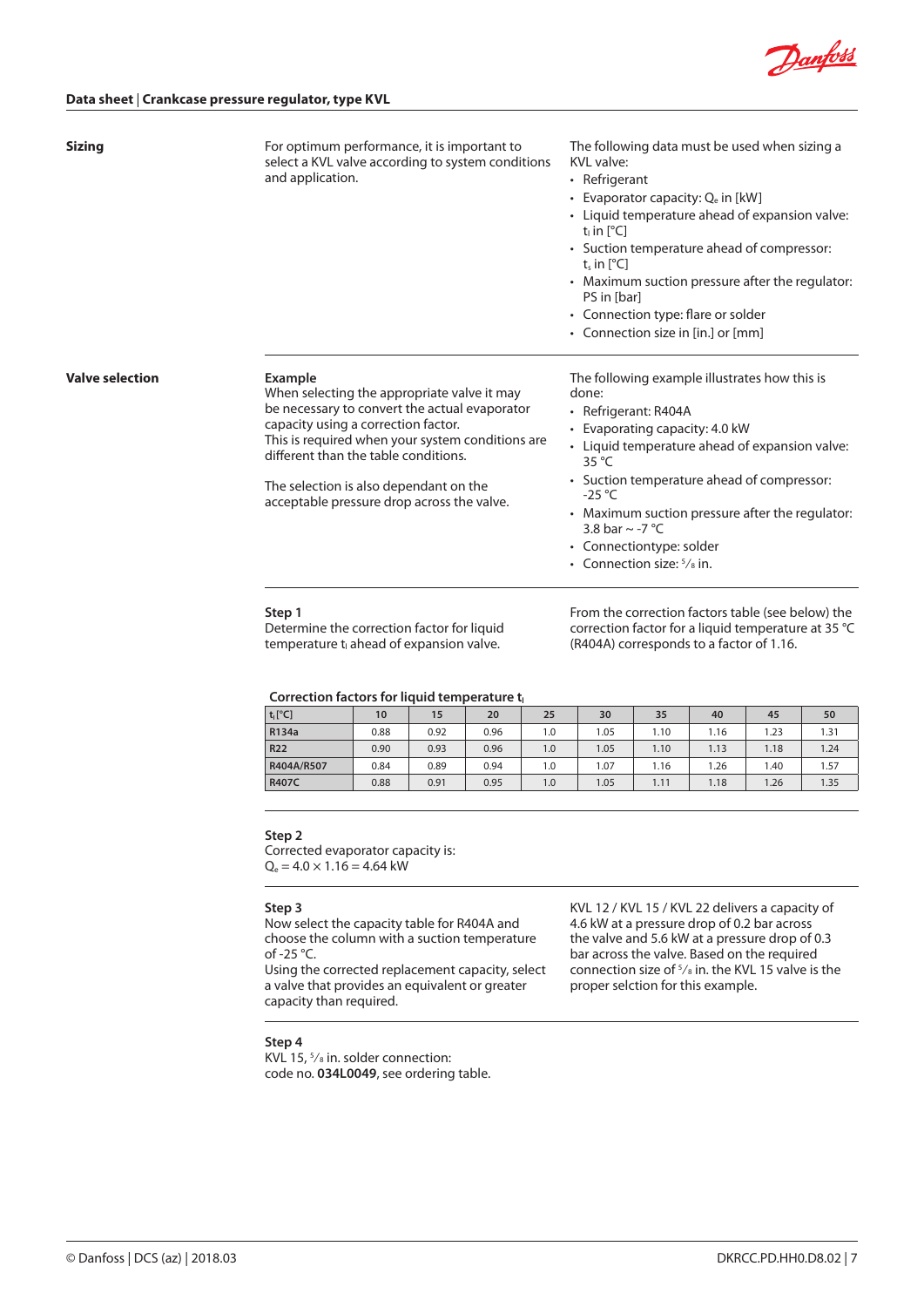## Sizing

For optimum performance, it is important to select a KVL valve according to system conditions and application.

The following data must be used when sizing a KVL valve:

- Refrigerant
- Evaporator capacity: $Q_e$ in [kW]
- Liquid temperature ahead of expansion valve: $t_l$ in [°C]
- Suction temperature ahead of compressor: $t_s$ in [°C]
- Maximum suction pressure after the regulator: PS in [bar]
- Connection type: flare or solder
- Connection size in [in.] or [mm]

## Valve selection

**Example**
When selecting the appropriate valve it may be necessary to convert the actual evaporator capacity using a correction factor.
This is required when your system conditions are different than the table conditions.

The selection is also dependant on the acceptable pressure drop across the valve.

The following example illustrates how this is done:

- Refrigerant: R404A
- Evaporating capacity: 4.0 kW
- Liquid temperature ahead of expansion valve: 35 °C
- Suction temperature ahead of compressor: -25 °C
- Maximum suction pressure after the regulator: 3.8 bar ~ -7 °C
- Connectiontype: solder
- Connection size: 5/8 in.

**Step 1**
Determine the correction factor for liquid temperature $t_l$ ahead of expansion valve.

From the correction factors table (see below) the correction factor for a liquid temperature at 35 °C (R404A) corresponds to a factor of 1.16.

**Correction factors for liquid temperature $t_l$**

| $t_l$ [°C] | 10 | 15 | 20 | 25 | 30 | 35 | 40 | 45 | 50 |
|---|---|---|---|---|---|---|---|---|---|
| **R134a** | 0.88 | 0.92 | 0.96 | 1.0 | 1.05 | 1.10 | 1.16 | 1.23 | 1.31 |
| **R22** | 0.90 | 0.93 | 0.96 | 1.0 | 1.05 | 1.10 | 1.13 | 1.18 | 1.24 |
| **R404A/R507** | 0.84 | 0.89 | 0.94 | 1.0 | 1.07 | 1.16 | 1.26 | 1.40 | 1.57 |
| **R407C** | 0.88 | 0.91 | 0.95 | 1.0 | 1.05 | 1.11 | 1.18 | 1.26 | 1.35 |

**Step 2**
Corrected evaporator capacity is:
$Q_e = 4.0 \times 1.16 = 4.64$ kW

**Step 3**
Now select the capacity table for R404A and choose the column with a suction temperature of -25 °C.
Using the corrected replacement capacity, select a valve that provides an equivalent or greater capacity than required.

KVL 12 / KVL 15 / KVL 22 delivers a capacity of 4.6 kW at a pressure drop of 0.2 bar across the valve and 5.6 kW at a pressure drop of 0.3 bar across the valve. Based on the required connection size of 5/8 in. the KVL 15 valve is the proper selction for this example.

**Step 4**
KVL 15, 5/8 in. solder connection:
code no. **034L0049**, see ordering table.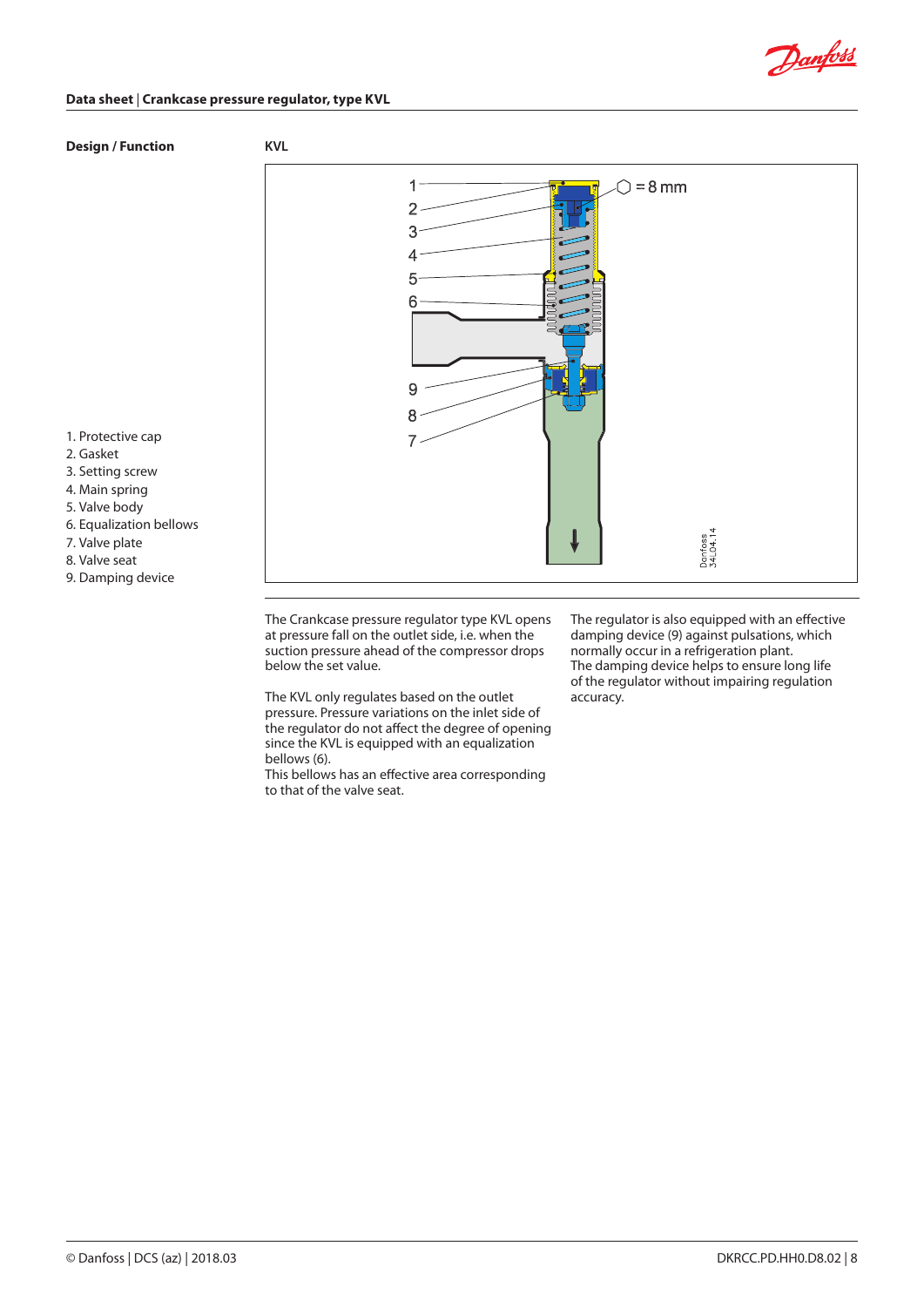## Design / Function

**KVL**

1. Protective cap
2. Gasket
3. Setting screw
4. Main spring
5. Valve body
6. Equalization bellows
7. Valve plate
8. Valve seat
9. Damping device

The Crankcase pressure regulator type KVL opens at pressure fall on the outlet side, i.e. when the suction pressure ahead of the compressor drops below the set value.

The KVL only regulates based on the outlet pressure. Pressure variations on the inlet side of the regulator do not affect the degree of opening since the KVL is equipped with an equalization bellows (6).
This bellows has an effective area corresponding to that of the valve seat.

The regulator is also equipped with an effective damping device (9) against pulsations, which normally occur in a refrigeration plant.
The damping device helps to ensure long life of the regulator without impairing regulation accuracy.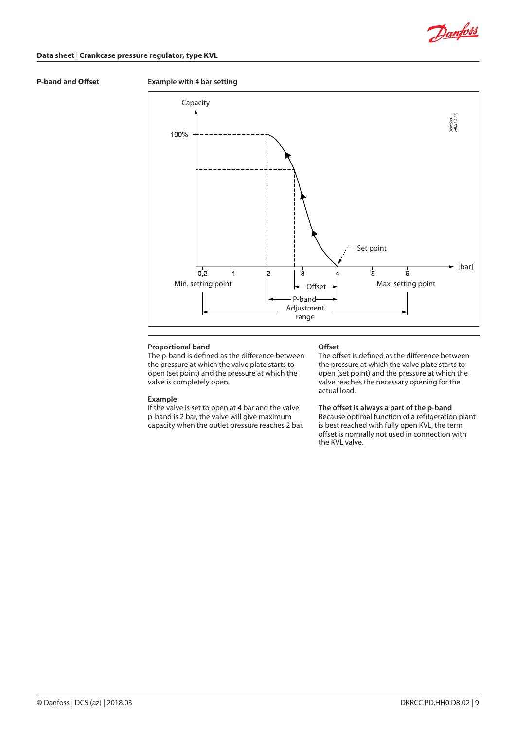## P-band and Offset

**Example with 4 bar setting**

Capacity

100%

0,2 1 2 3 4 5 6 [bar]

Set point

Min. setting point

Max. setting point

Offset

P-band

Adjustment range

### Proportional band

The p-band is defined as the difference between the pressure at which the valve plate starts to open (set point) and the pressure at which the valve is completely open.

### Example

If the valve is set to open at 4 bar and the valve p-band is 2 bar, the valve will give maximum capacity when the outlet pressure reaches 2 bar.

### Offset

The offset is defined as the difference between the pressure at which the valve plate starts to open (set point) and the pressure at which the valve reaches the necessary opening for the actual load.

### The offset is always a part of the p-band

Because optimal function of a refrigeration plant is best reached with fully open KVL, the term offset is normally not used in connection with the KVL valve.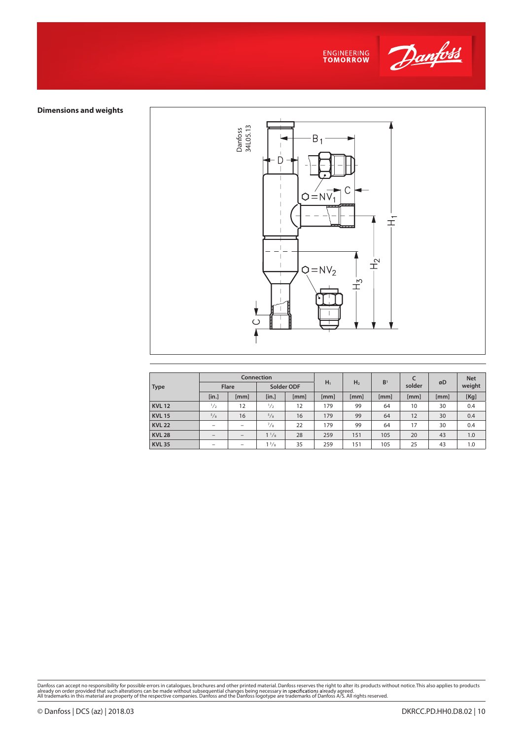**Dimensions and weights**

Danfoss 34L05.13

B1
D
C
$\bigcirc = NV_1$
$H_1$
$H_2$
$\bigcirc = NV_2$
$H_3$
C

| Type | Connection | | | | $H_1$ | $H_2$ | $B^1$ | C solder | øD | Net weight |
|---|---|---|---|---|---|---|---|---|---|---|
| | Flare | | Solder ODF | | | | | | | |
| | [in.] | [mm] | [in.] | [mm] | [mm] | [mm] | [mm] | [mm] | [mm] | [Kg] |
| **KVL 12** | $^1/_2$ | 12 | $^1/_2$ | 12 | 179 | 99 | 64 | 10 | 30 | 0.4 |
| **KVL 15** | $^5/_8$ | 16 | $^5/_8$ | 16 | 179 | 99 | 64 | 12 | 30 | 0.4 |
| **KVL 22** | – | – | $^7/_8$ | 22 | 179 | 99 | 64 | 17 | 30 | 0.4 |
| **KVL 28** | – | – | $1\,^1/_8$ | 28 | 259 | 151 | 105 | 20 | 43 | 1.0 |
| **KVL 35** | – | – | $1\,^3/_8$ | 35 | 259 | 151 | 105 | 25 | 43 | 1.0 |

Danfoss can accept no responsibility for possible errors in catalogues, brochures and other printed material. Danfoss reserves the right to alter its products without notice. This also applies to products already on order provided that such alterations can be made without subsequential changes being necessary in specifications already agreed.
All trademarks in this material are property of the respective companies. Danfoss and the Danfoss logotype are trademarks of Danfoss A/S. All rights reserved.